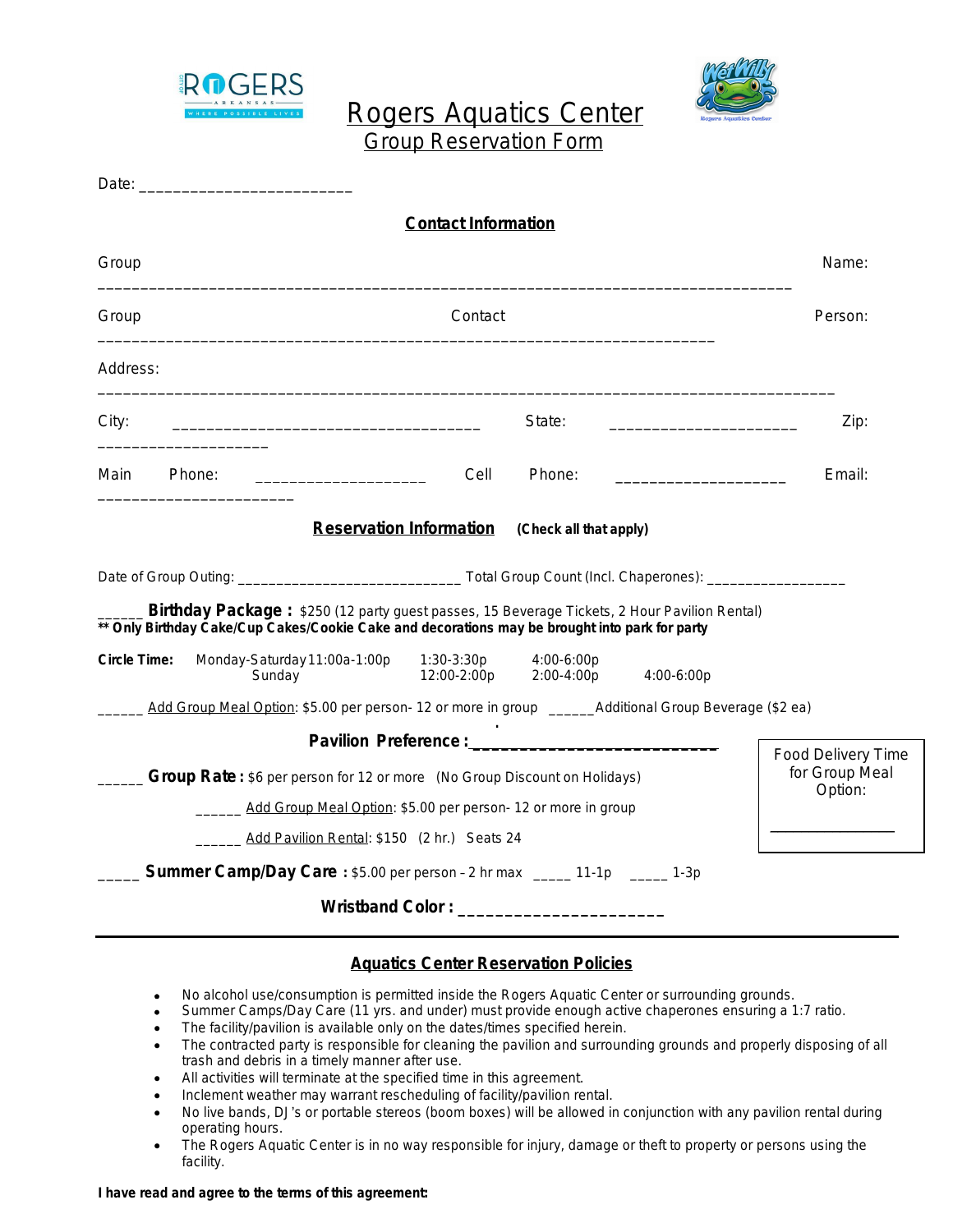# Rogers Aquatics Center
## Group Reservation Form

Date: ________________________

### Contact Information

Group Name: ________________________________________________________________________________

Group Contact Person: ________________________________________________________________________

Address: ________________________________________________________________________________

City: ___________________________________ State: _____________________ Zip: ___________________

Main Phone: ____________________ Cell Phone: ____________________ Email: ______________________

### Reservation Information (Check all that apply)

Date of Group Outing: ____________________________ Total Group Count (Incl. Chaperones): _________________

______ **Birthday Package :** $250 (12 party guest passes, 15 Beverage Tickets, 2 Hour Pavilion Rental)
**** Only Birthday Cake/Cup Cakes/Cookie Cake and decorations may be brought into park for party**

**Circle Time:** Monday-Saturday 11:00a-1:00p 1:30-3:30p 4:00-6:00p
Sunday 12:00-2:00p 2:00-4:00p 4:00-6:00p

______ Add Group Meal Option: $5.00 per person- 12 or more in group ______Additional Group Beverage ($2 ea)

**Pavilion Preference :** __________________________

______ **Group Rate :** $6 per person for 12 or more (No Group Discount on Holidays)

______ Add Group Meal Option: $5.00 per person- 12 or more in group

______ Add Pavilion Rental: $150 (2 hr.) Seats 24

Food Delivery Time for Group Meal Option: _______________

_____ **Summer Camp/Day Care :** $5.00 per person – 2 hr max _____ 11-1p _____ 1-3p

**Wristband Color :** ______________________

### Aquatics Center Reservation Policies

- No alcohol use/consumption is permitted inside the Rogers Aquatic Center or surrounding grounds.
- Summer Camps/Day Care (11 yrs. and under) must provide enough active chaperones ensuring a 1:7 ratio.
- The facility/pavilion is available only on the dates/times specified herein.
- The contracted party is responsible for cleaning the pavilion and surrounding grounds and properly disposing of all trash and debris in a timely manner after use.
- All activities will terminate at the specified time in this agreement.
- Inclement weather may warrant rescheduling of facility/pavilion rental.
- No live bands, DJ's or portable stereos (boom boxes) will be allowed in conjunction with any pavilion rental during operating hours.
- The Rogers Aquatic Center is in no way responsible for injury, damage or theft to property or persons using the facility.

**I have read and agree to the terms of this agreement:**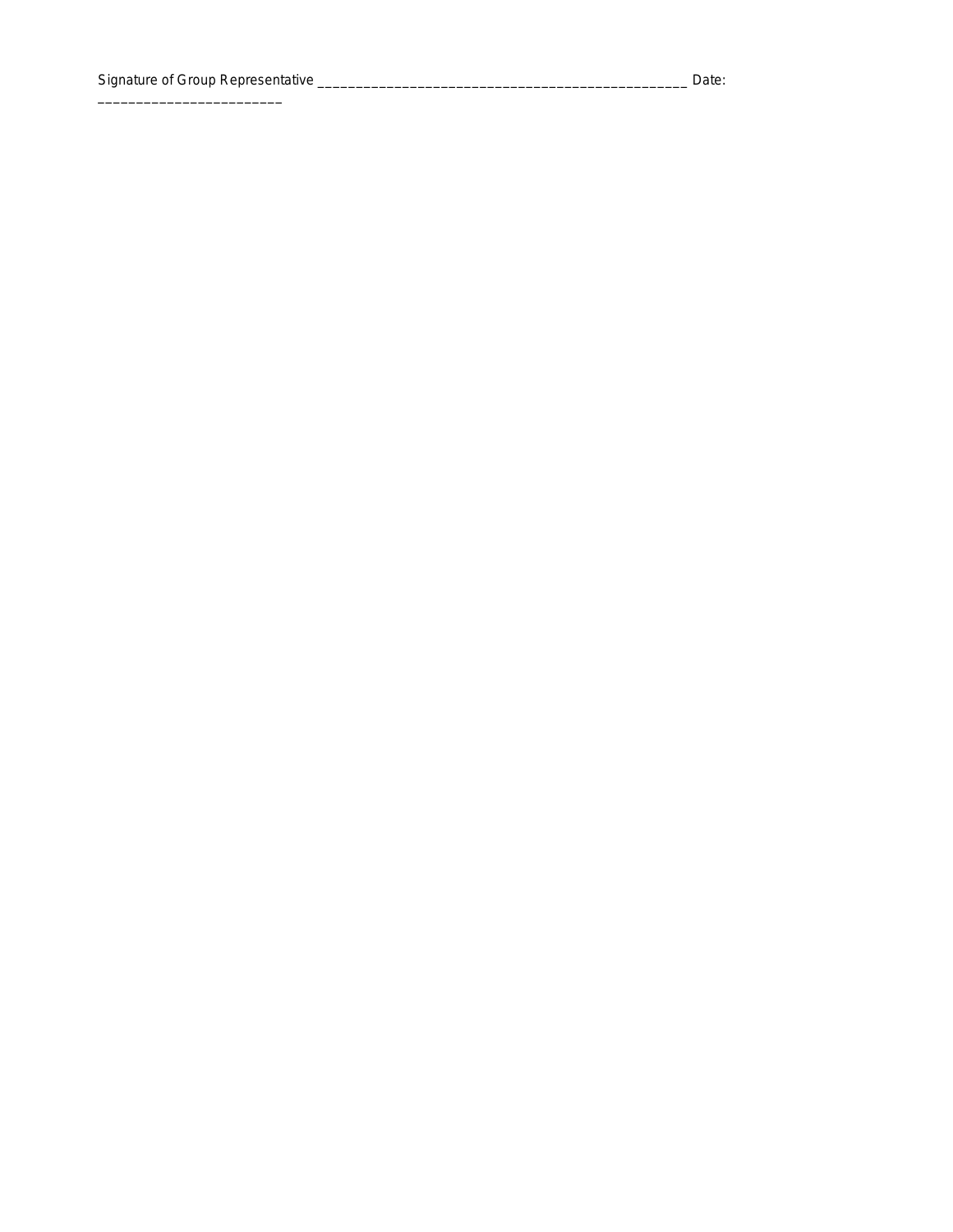Signature of Group Representative ________________________________________________ Date: ________________________